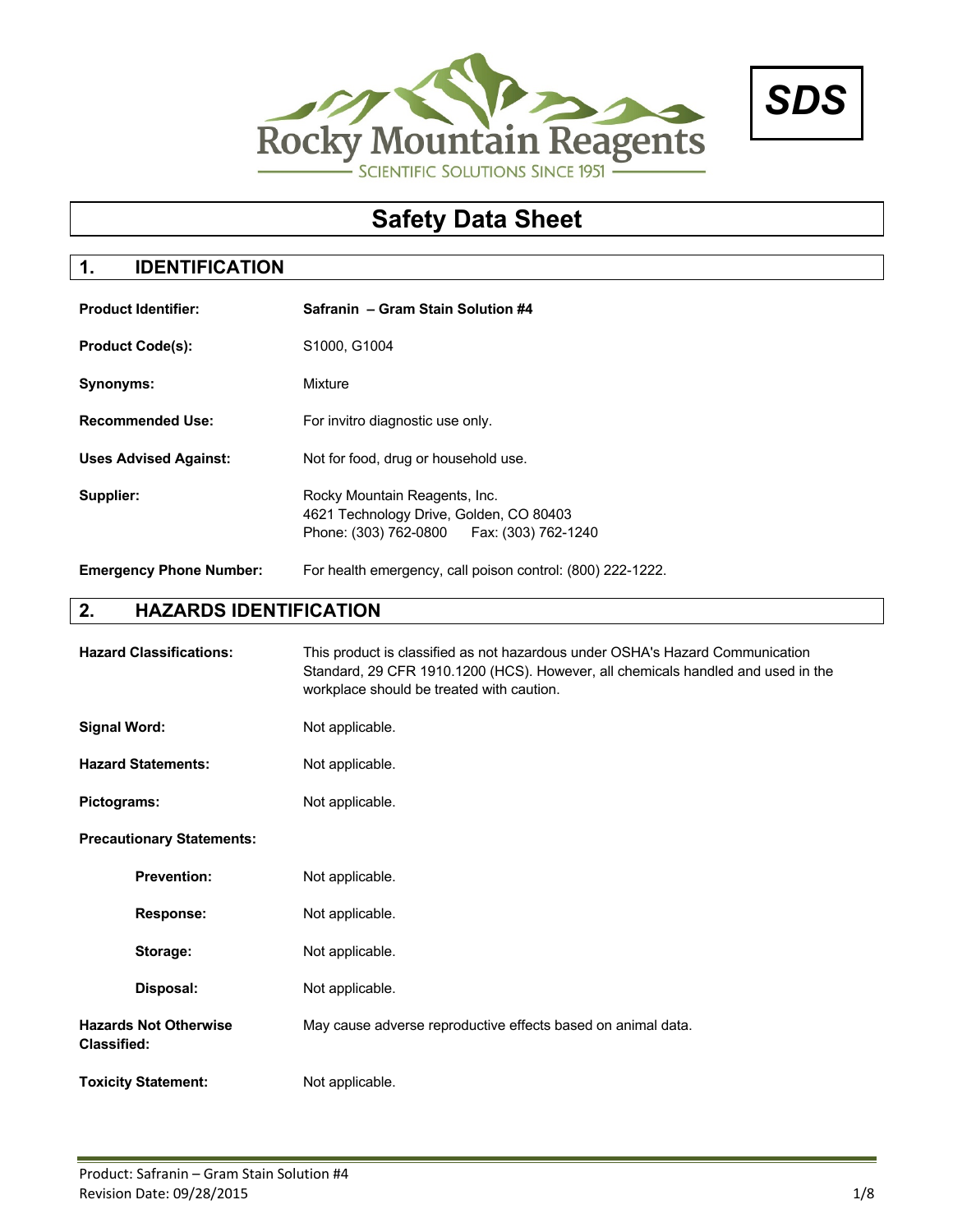Rocky Mountain Reagents

SCIENTIFIC SOLUTIONS SINCE 1951

**SDS**

# Safety Data Sheet

## 1. IDENTIFICATION

| | |
|---|---|
| **Product Identifier:** | **Safranin – Gram Stain Solution #4** |
| **Product Code(s):** | S1000, G1004 |
| **Synonyms:** | Mixture |
| **Recommended Use:** | For invitro diagnostic use only. |
| **Uses Advised Against:** | Not for food, drug or household use. |
| **Supplier:** | Rocky Mountain Reagents, Inc.<br>4621 Technology Drive, Golden, CO 80403<br>Phone: (303) 762-0800 Fax: (303) 762-1240 |
| **Emergency Phone Number:** | For health emergency, call poison control: (800) 222-1222. |

## 2. HAZARDS IDENTIFICATION

| | |
|---|---|
| **Hazard Classifications:** | This product is classified as not hazardous under OSHA's Hazard Communication Standard, 29 CFR 1910.1200 (HCS). However, all chemicals handled and used in the workplace should be treated with caution. |
| **Signal Word:** | Not applicable. |
| **Hazard Statements:** | Not applicable. |
| **Pictograms:** | Not applicable. |
| **Precautionary Statements:** | |
| **Prevention:** | Not applicable. |
| **Response:** | Not applicable. |
| **Storage:** | Not applicable. |
| **Disposal:** | Not applicable. |
| **Hazards Not Otherwise Classified:** | May cause adverse reproductive effects based on animal data. |
| **Toxicity Statement:** | Not applicable. |

Product: Safranin – Gram Stain Solution #4
Revision Date: 09/28/2015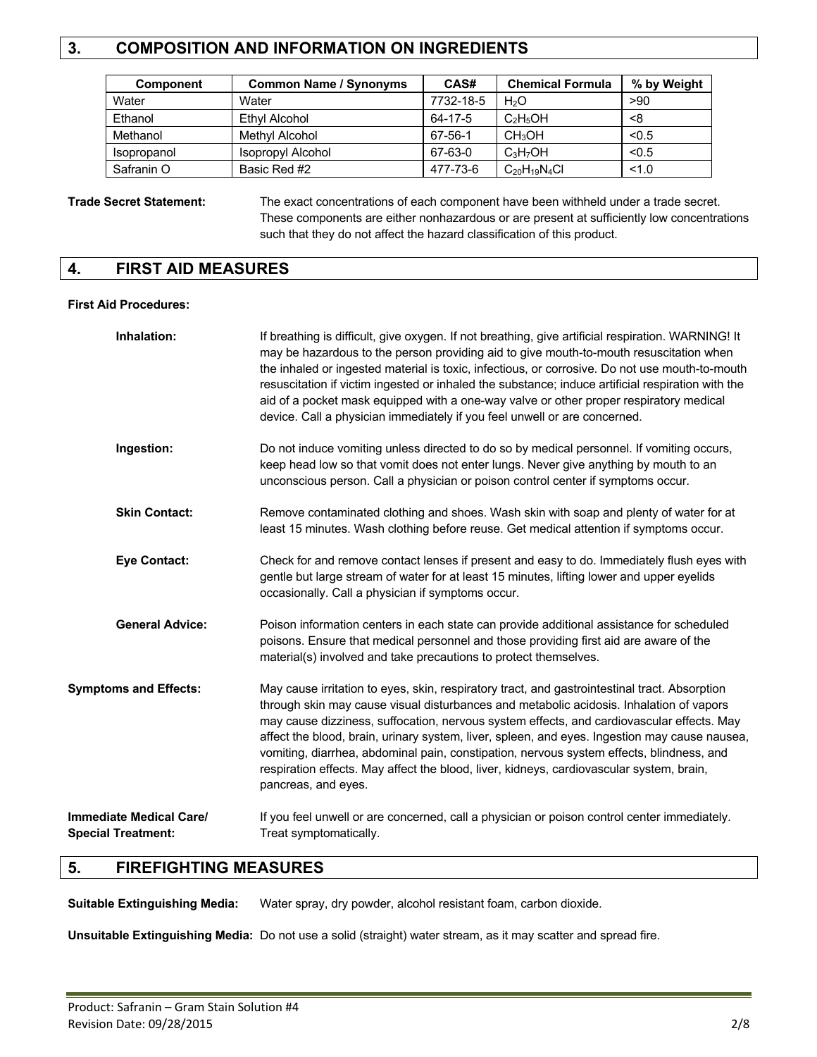## 3. COMPOSITION AND INFORMATION ON INGREDIENTS

| Component | Common Name / Synonyms | CAS# | Chemical Formula | % by Weight |
|---|---|---|---|---|
| Water | Water | 7732-18-5 | $H_2O$ | >90 |
| Ethanol | Ethyl Alcohol | 64-17-5 | $C_2H_5OH$ | <8 |
| Methanol | Methyl Alcohol | 67-56-1 | $CH_3OH$ | <0.5 |
| Isopropanol | Isopropyl Alcohol | 67-63-0 | $C_3H_7OH$ | <0.5 |
| Safranin O | Basic Red #2 | 477-73-6 | $C_{20}H_{19}N_4Cl$ | <1.0 |

**Trade Secret Statement:** The exact concentrations of each component have been withheld under a trade secret. These components are either nonhazardous or are present at sufficiently low concentrations such that they do not affect the hazard classification of this product.

## 4. FIRST AID MEASURES

**First Aid Procedures:**

**Inhalation:** If breathing is difficult, give oxygen. If not breathing, give artificial respiration. WARNING! It may be hazardous to the person providing aid to give mouth-to-mouth resuscitation when the inhaled or ingested material is toxic, infectious, or corrosive. Do not use mouth-to-mouth resuscitation if victim ingested or inhaled the substance; induce artificial respiration with the aid of a pocket mask equipped with a one-way valve or other proper respiratory medical device. Call a physician immediately if you feel unwell or are concerned.

**Ingestion:** Do not induce vomiting unless directed to do so by medical personnel. If vomiting occurs, keep head low so that vomit does not enter lungs. Never give anything by mouth to an unconscious person. Call a physician or poison control center if symptoms occur.

**Skin Contact:** Remove contaminated clothing and shoes. Wash skin with soap and plenty of water for at least 15 minutes. Wash clothing before reuse. Get medical attention if symptoms occur.

**Eye Contact:** Check for and remove contact lenses if present and easy to do. Immediately flush eyes with gentle but large stream of water for at least 15 minutes, lifting lower and upper eyelids occasionally. Call a physician if symptoms occur.

**General Advice:** Poison information centers in each state can provide additional assistance for scheduled poisons. Ensure that medical personnel and those providing first aid are aware of the material(s) involved and take precautions to protect themselves.

**Symptoms and Effects:** May cause irritation to eyes, skin, respiratory tract, and gastrointestinal tract. Absorption through skin may cause visual disturbances and metabolic acidosis. Inhalation of vapors may cause dizziness, suffocation, nervous system effects, and cardiovascular effects. May affect the blood, brain, urinary system, liver, spleen, and eyes. Ingestion may cause nausea, vomiting, diarrhea, abdominal pain, constipation, nervous system effects, blindness, and respiration effects. May affect the blood, liver, kidneys, cardiovascular system, brain, pancreas, and eyes.

**Immediate Medical Care/ Special Treatment:** If you feel unwell or are concerned, call a physician or poison control center immediately. Treat symptomatically.

## 5. FIREFIGHTING MEASURES

**Suitable Extinguishing Media:** Water spray, dry powder, alcohol resistant foam, carbon dioxide.

**Unsuitable Extinguishing Media:** Do not use a solid (straight) water stream, as it may scatter and spread fire.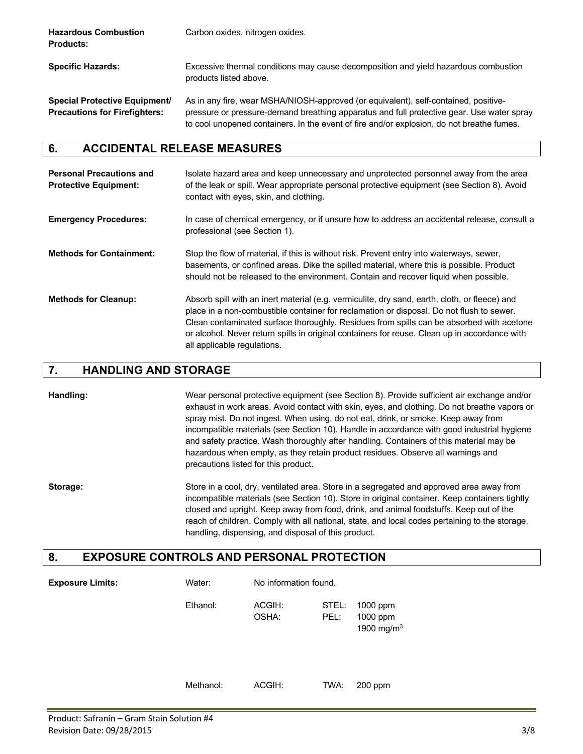**Hazardous Combustion Products:** Carbon oxides, nitrogen oxides.

**Specific Hazards:** Excessive thermal conditions may cause decomposition and yield hazardous combustion products listed above.

**Special Protective Equipment/ Precautions for Firefighters:** As in any fire, wear MSHA/NIOSH-approved (or equivalent), self-contained, positive-pressure or pressure-demand breathing apparatus and full protective gear. Use water spray to cool unopened containers. In the event of fire and/or explosion, do not breathe fumes.

## 6. ACCIDENTAL RELEASE MEASURES

**Personal Precautions and Protective Equipment:** Isolate hazard area and keep unnecessary and unprotected personnel away from the area of the leak or spill. Wear appropriate personal protective equipment (see Section 8). Avoid contact with eyes, skin, and clothing.

**Emergency Procedures:** In case of chemical emergency, or if unsure how to address an accidental release, consult a professional (see Section 1).

**Methods for Containment:** Stop the flow of material, if this is without risk. Prevent entry into waterways, sewer, basements, or confined areas. Dike the spilled material, where this is possible. Product should not be released to the environment. Contain and recover liquid when possible.

**Methods for Cleanup:** Absorb spill with an inert material (e.g. vermiculite, dry sand, earth, cloth, or fleece) and place in a non-combustible container for reclamation or disposal. Do not flush to sewer. Clean contaminated surface thoroughly. Residues from spills can be absorbed with acetone or alcohol. Never return spills in original containers for reuse. Clean up in accordance with all applicable regulations.

## 7. HANDLING AND STORAGE

**Handling:** Wear personal protective equipment (see Section 8). Provide sufficient air exchange and/or exhaust in work areas. Avoid contact with skin, eyes, and clothing. Do not breathe vapors or spray mist. Do not ingest. When using, do not eat, drink, or smoke. Keep away from incompatible materials (see Section 10). Handle in accordance with good industrial hygiene and safety practice. Wash thoroughly after handling. Containers of this material may be hazardous when empty, as they retain product residues. Observe all warnings and precautions listed for this product.

**Storage:** Store in a cool, dry, ventilated area. Store in a segregated and approved area away from incompatible materials (see Section 10). Store in original container. Keep containers tightly closed and upright. Keep away from food, drink, and animal foodstuffs. Keep out of the reach of children. Comply with all national, state, and local codes pertaining to the storage, handling, dispensing, and disposal of this product.

## 8. EXPOSURE CONTROLS AND PERSONAL PROTECTION

**Exposure Limits:**

| Component | Agency | Type | Value |
|---|---|---|---|
| Water: | No information found. | | |
| Ethanol: | ACGIH: | STEL: | 1000 ppm |
| | OSHA: | PEL: | 1000 ppm<br>1900 mg/m$^3$ |
| Methanol: | ACGIH: | TWA: | 200 ppm |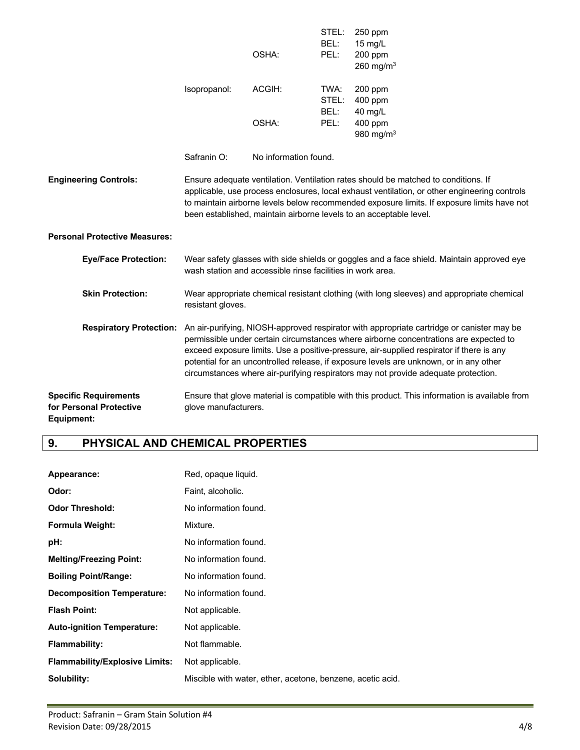| | | | |
|---|---|---|---|
| | | STEL: | 250 ppm |
| | | BEL: | 15 mg/L |
| | OSHA: | PEL: | 200 ppm<br>260 mg/m$^3$ |
| Isopropanol: | ACGIH: | TWA: | 200 ppm |
| | | STEL: | 400 ppm |
| | | BEL: | 40 mg/L |
| | OSHA: | PEL: | 400 ppm<br>980 mg/m$^3$ |
| Safranin O: | No information found. | | |

**Engineering Controls:** Ensure adequate ventilation. Ventilation rates should be matched to conditions. If applicable, use process enclosures, local exhaust ventilation, or other engineering controls to maintain airborne levels below recommended exposure limits. If exposure limits have not been established, maintain airborne levels to an acceptable level.

**Personal Protective Measures:**

**Eye/Face Protection:** Wear safety glasses with side shields or goggles and a face shield. Maintain approved eye wash station and accessible rinse facilities in work area.

**Skin Protection:** Wear appropriate chemical resistant clothing (with long sleeves) and appropriate chemical resistant gloves.

**Respiratory Protection:** An air-purifying, NIOSH-approved respirator with appropriate cartridge or canister may be permissible under certain circumstances where airborne concentrations are expected to exceed exposure limits. Use a positive-pressure, air-supplied respirator if there is any potential for an uncontrolled release, if exposure levels are unknown, or in any other circumstances where air-purifying respirators may not provide adequate protection.

**Specific Requirements for Personal Protective Equipment:** Ensure that glove material is compatible with this product. This information is available from glove manufacturers.

## 9. PHYSICAL AND CHEMICAL PROPERTIES

**Appearance:** Red, opaque liquid.

**Odor:** Faint, alcoholic.

**Odor Threshold:** No information found.

**Formula Weight:** Mixture.

**pH:** No information found.

**Melting/Freezing Point:** No information found.

**Boiling Point/Range:** No information found.

**Decomposition Temperature:** No information found.

**Flash Point:** Not applicable.

**Auto-ignition Temperature:** Not applicable.

**Flammability:** Not flammable.

**Flammability/Explosive Limits:** Not applicable.

**Solubility:** Miscible with water, ether, acetone, benzene, acetic acid.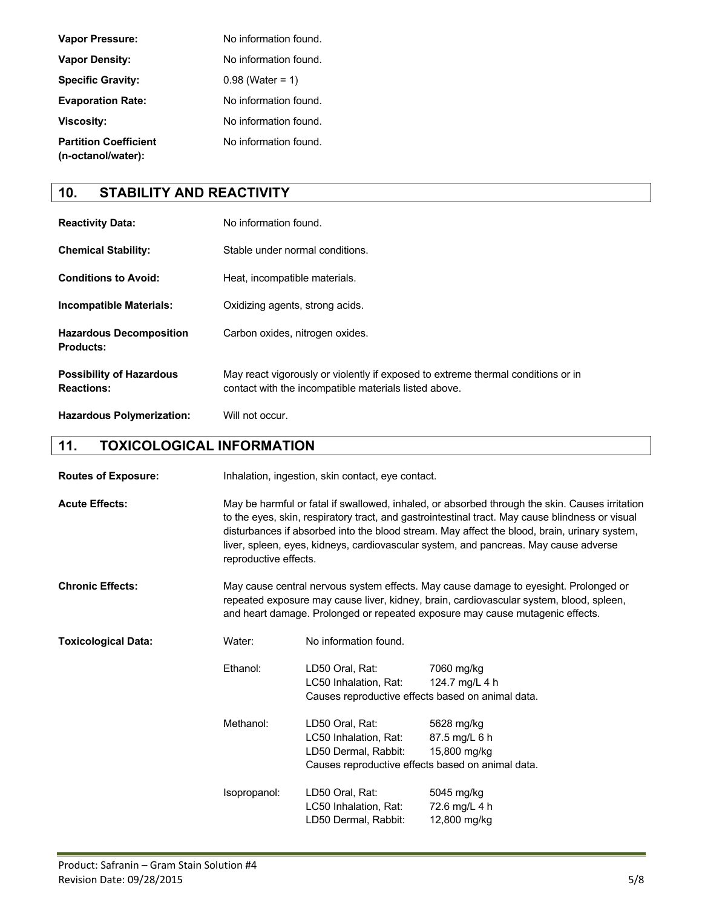**Vapor Pressure:** No information found.

**Vapor Density:** No information found.

**Specific Gravity:** 0.98 (Water = 1)

**Evaporation Rate:** No information found.

**Viscosity:** No information found.

**Partition Coefficient (n-octanol/water):** No information found.

## 10. STABILITY AND REACTIVITY

**Reactivity Data:** No information found.

**Chemical Stability:** Stable under normal conditions.

**Conditions to Avoid:** Heat, incompatible materials.

**Incompatible Materials:** Oxidizing agents, strong acids.

**Hazardous Decomposition Products:** Carbon oxides, nitrogen oxides.

**Possibility of Hazardous Reactions:** May react vigorously or violently if exposed to extreme thermal conditions or in contact with the incompatible materials listed above.

**Hazardous Polymerization:** Will not occur.

## 11. TOXICOLOGICAL INFORMATION

**Routes of Exposure:** Inhalation, ingestion, skin contact, eye contact.

**Acute Effects:** May be harmful or fatal if swallowed, inhaled, or absorbed through the skin. Causes irritation to the eyes, skin, respiratory tract, and gastrointestinal tract. May cause blindness or visual disturbances if absorbed into the blood stream. May affect the blood, brain, urinary system, liver, spleen, eyes, kidneys, cardiovascular system, and pancreas. May cause adverse reproductive effects.

**Chronic Effects:** May cause central nervous system effects. May cause damage to eyesight. Prolonged or repeated exposure may cause liver, kidney, brain, cardiovascular system, blood, spleen, and heart damage. Prolonged or repeated exposure may cause mutagenic effects.

**Toxicological Data:**

Water: No information found.

Ethanol:
- LD50 Oral, Rat: 7060 mg/kg
- LC50 Inhalation, Rat: 124.7 mg/L 4 h
- Causes reproductive effects based on animal data.

Methanol:
- LD50 Oral, Rat: 5628 mg/kg
- LC50 Inhalation, Rat: 87.5 mg/L 6 h
- LD50 Dermal, Rabbit: 15,800 mg/kg
- Causes reproductive effects based on animal data.

Isopropanol:
- LD50 Oral, Rat: 5045 mg/kg
- LC50 Inhalation, Rat: 72.6 mg/L 4 h
- LD50 Dermal, Rabbit: 12,800 mg/kg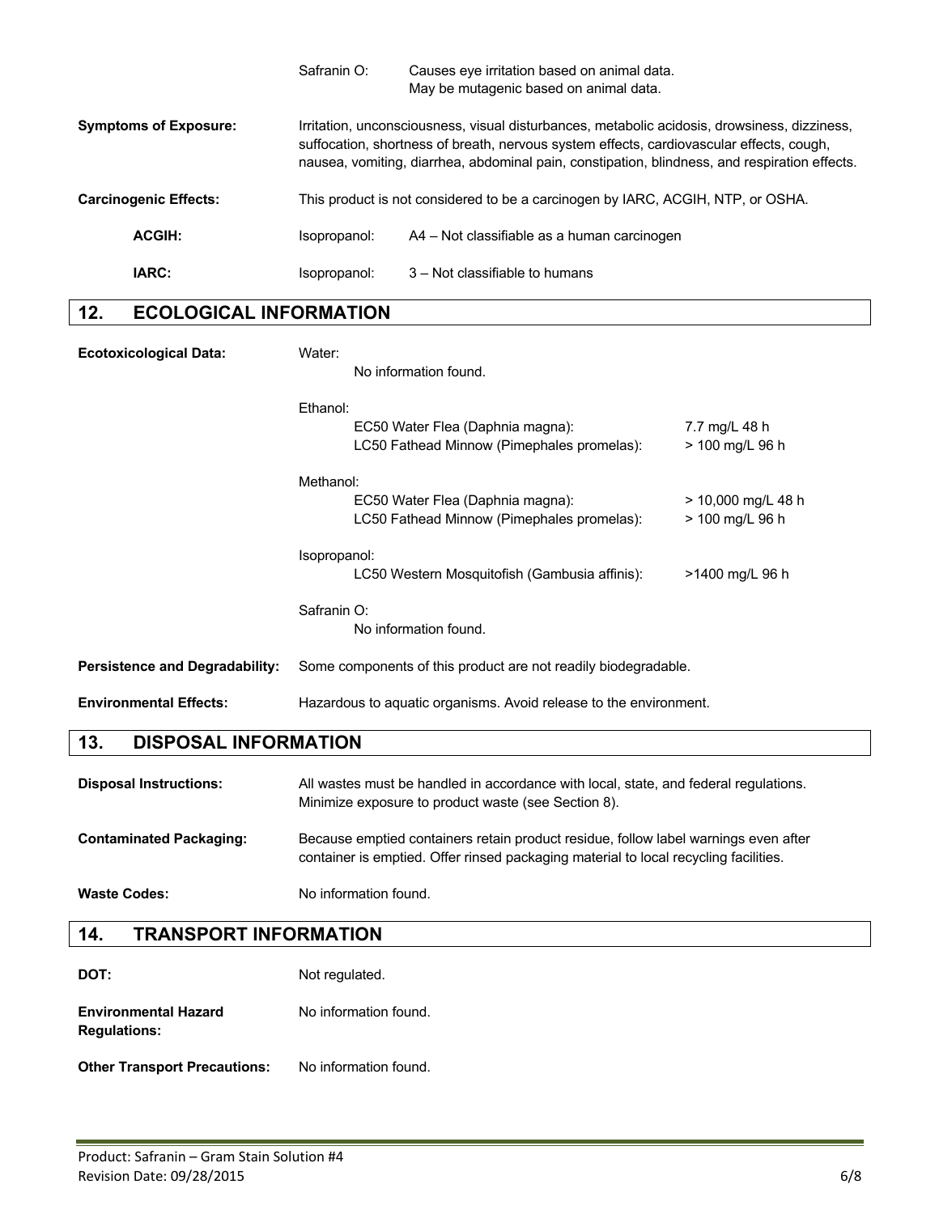| | | |
|---|---|---|
| | Safranin O: | Causes eye irritation based on animal data. May be mutagenic based on animal data. |

**Symptoms of Exposure:** Irritation, unconsciousness, visual disturbances, metabolic acidosis, drowsiness, dizziness, suffocation, shortness of breath, nervous system effects, cardiovascular effects, cough, nausea, vomiting, diarrhea, abdominal pain, constipation, blindness, and respiration effects.

**Carcinogenic Effects:** This product is not considered to be a carcinogen by IARC, ACGIH, NTP, or OSHA.

| | | |
|---|---|---|
| **ACGIH:** | Isopropanol: | A4 – Not classifiable as a human carcinogen |
| **IARC:** | Isopropanol: | 3 – Not classifiable to humans |

## 12. ECOLOGICAL INFORMATION

**Ecotoxicological Data:**

Water:
No information found.

Ethanol:

| | |
|---|---|
| EC50 Water Flea (Daphnia magna): | 7.7 mg/L 48 h |
| LC50 Fathead Minnow (Pimephales promelas): | > 100 mg/L 96 h |

Methanol:

| | |
|---|---|
| EC50 Water Flea (Daphnia magna): | > 10,000 mg/L 48 h |
| LC50 Fathead Minnow (Pimephales promelas): | > 100 mg/L 96 h |

Isopropanol:

| | |
|---|---|
| LC50 Western Mosquitofish (Gambusia affinis): | >1400 mg/L 96 h |

Safranin O:
No information found.

**Persistence and Degradability:** Some components of this product are not readily biodegradable.

**Environmental Effects:** Hazardous to aquatic organisms. Avoid release to the environment.

## 13. DISPOSAL INFORMATION

**Disposal Instructions:** All wastes must be handled in accordance with local, state, and federal regulations. Minimize exposure to product waste (see Section 8).

**Contaminated Packaging:** Because emptied containers retain product residue, follow label warnings even after container is emptied. Offer rinsed packaging material to local recycling facilities.

**Waste Codes:** No information found.

## 14. TRANSPORT INFORMATION

**DOT:** Not regulated.

**Environmental Hazard Regulations:** No information found.

**Other Transport Precautions:** No information found.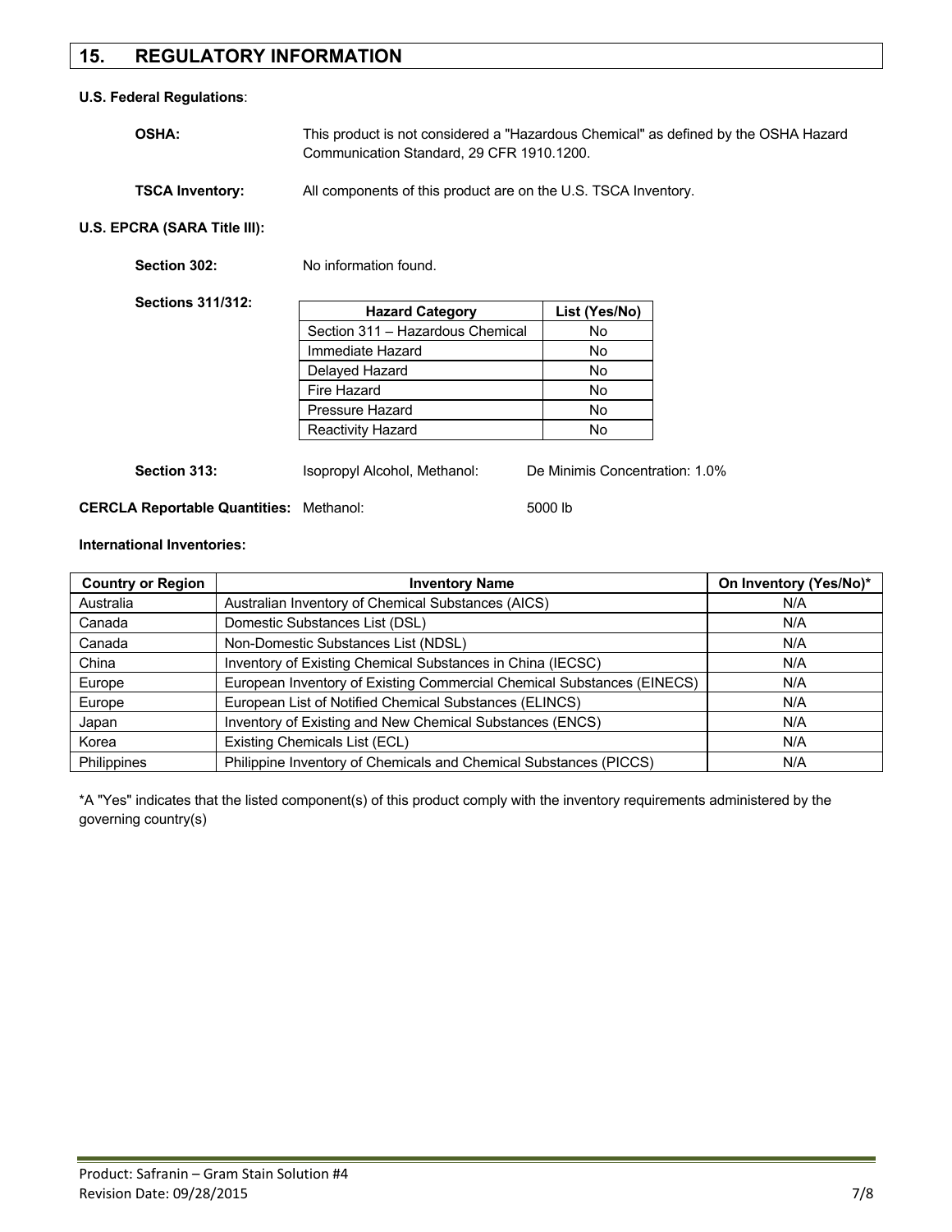## 15. REGULATORY INFORMATION

**U.S. Federal Regulations**:

**OSHA:** This product is not considered a "Hazardous Chemical" as defined by the OSHA Hazard Communication Standard, 29 CFR 1910.1200.

**TSCA Inventory:** All components of this product are on the U.S. TSCA Inventory.

**U.S. EPCRA (SARA Title III):**

**Section 302:** No information found.

**Sections 311/312:**

| Hazard Category | List (Yes/No) |
|---|---|
| Section 311 – Hazardous Chemical | No |
| Immediate Hazard | No |
| Delayed Hazard | No |
| Fire Hazard | No |
| Pressure Hazard | No |
| Reactivity Hazard | No |

**Section 313:** Isopropyl Alcohol, Methanol: De Minimis Concentration: 1.0%

**CERCLA Reportable Quantities:** Methanol: 5000 lb

**International Inventories:**

| Country or Region | Inventory Name | On Inventory (Yes/No)* |
|---|---|---|
| Australia | Australian Inventory of Chemical Substances (AICS) | N/A |
| Canada | Domestic Substances List (DSL) | N/A |
| Canada | Non-Domestic Substances List (NDSL) | N/A |
| China | Inventory of Existing Chemical Substances in China (IECSC) | N/A |
| Europe | European Inventory of Existing Commercial Chemical Substances (EINECS) | N/A |
| Europe | European List of Notified Chemical Substances (ELINCS) | N/A |
| Japan | Inventory of Existing and New Chemical Substances (ENCS) | N/A |
| Korea | Existing Chemicals List (ECL) | N/A |
| Philippines | Philippine Inventory of Chemicals and Chemical Substances (PICCS) | N/A |

*A "Yes" indicates that the listed component(s) of this product comply with the inventory requirements administered by the governing country(s)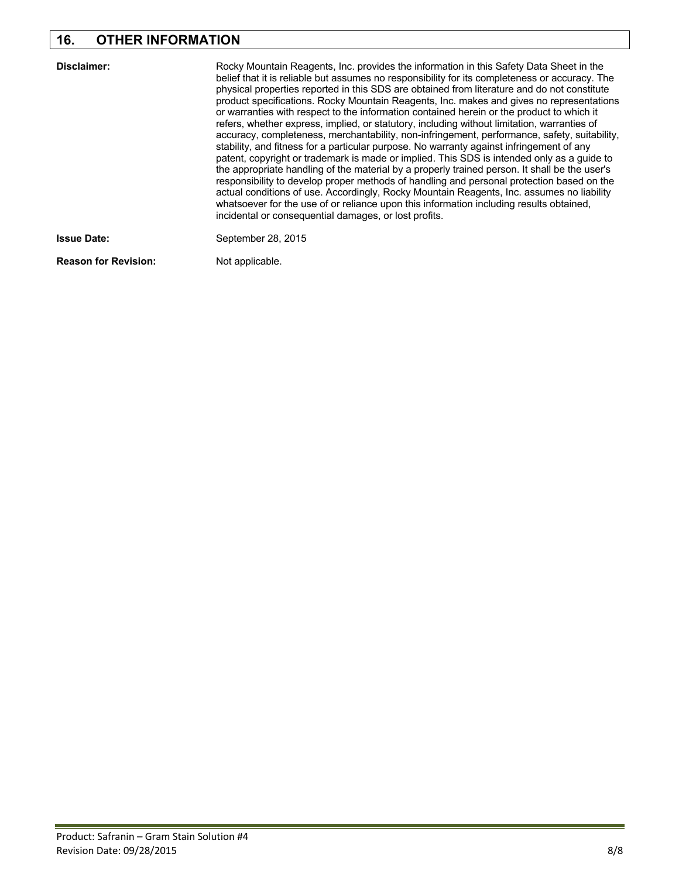## 16. OTHER INFORMATION

**Disclaimer:** Rocky Mountain Reagents, Inc. provides the information in this Safety Data Sheet in the belief that it is reliable but assumes no responsibility for its completeness or accuracy. The physical properties reported in this SDS are obtained from literature and do not constitute product specifications. Rocky Mountain Reagents, Inc. makes and gives no representations or warranties with respect to the information contained herein or the product to which it refers, whether express, implied, or statutory, including without limitation, warranties of accuracy, completeness, merchantability, non-infringement, performance, safety, suitability, stability, and fitness for a particular purpose. No warranty against infringement of any patent, copyright or trademark is made or implied. This SDS is intended only as a guide to the appropriate handling of the material by a properly trained person. It shall be the user's responsibility to develop proper methods of handling and personal protection based on the actual conditions of use. Accordingly, Rocky Mountain Reagents, Inc. assumes no liability whatsoever for the use of or reliance upon this information including results obtained, incidental or consequential damages, or lost profits.

**Issue Date:** September 28, 2015

**Reason for Revision:** Not applicable.